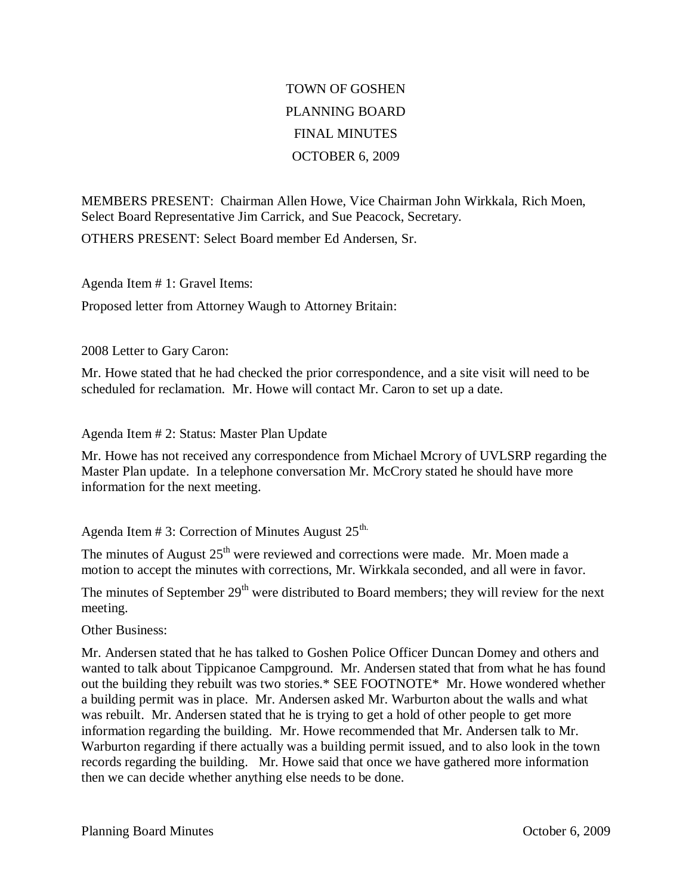# TOWN OF GOSHEN
## PLANNING BOARD
## FINAL MINUTES
## OCTOBER 6, 2009

MEMBERS PRESENT: Chairman Allen Howe, Vice Chairman John Wirkkala, Rich Moen, Select Board Representative Jim Carrick, and Sue Peacock, Secretary.

OTHERS PRESENT: Select Board member Ed Andersen, Sr.

Agenda Item # 1: Gravel Items:

Proposed letter from Attorney Waugh to Attorney Britain:

2008 Letter to Gary Caron:

Mr. Howe stated that he had checked the prior correspondence, and a site visit will need to be scheduled for reclamation. Mr. Howe will contact Mr. Caron to set up a date.

Agenda Item # 2: Status: Master Plan Update

Mr. Howe has not received any correspondence from Michael Mcrory of UVLSRP regarding the Master Plan update. In a telephone conversation Mr. McCrory stated he should have more information for the next meeting.

Agenda Item # 3: Correction of Minutes August 25th.

The minutes of August 25th were reviewed and corrections were made. Mr. Moen made a motion to accept the minutes with corrections, Mr. Wirkkala seconded, and all were in favor.

The minutes of September 29th were distributed to Board members; they will review for the next meeting.

Other Business:

Mr. Andersen stated that he has talked to Goshen Police Officer Duncan Domey and others and wanted to talk about Tippicanoe Campground. Mr. Andersen stated that from what he has found out the building they rebuilt was two stories.* SEE FOOTNOTE* Mr. Howe wondered whether a building permit was in place. Mr. Andersen asked Mr. Warburton about the walls and what was rebuilt. Mr. Andersen stated that he is trying to get a hold of other people to get more information regarding the building. Mr. Howe recommended that Mr. Andersen talk to Mr. Warburton regarding if there actually was a building permit issued, and to also look in the town records regarding the building. Mr. Howe said that once we have gathered more information then we can decide whether anything else needs to be done.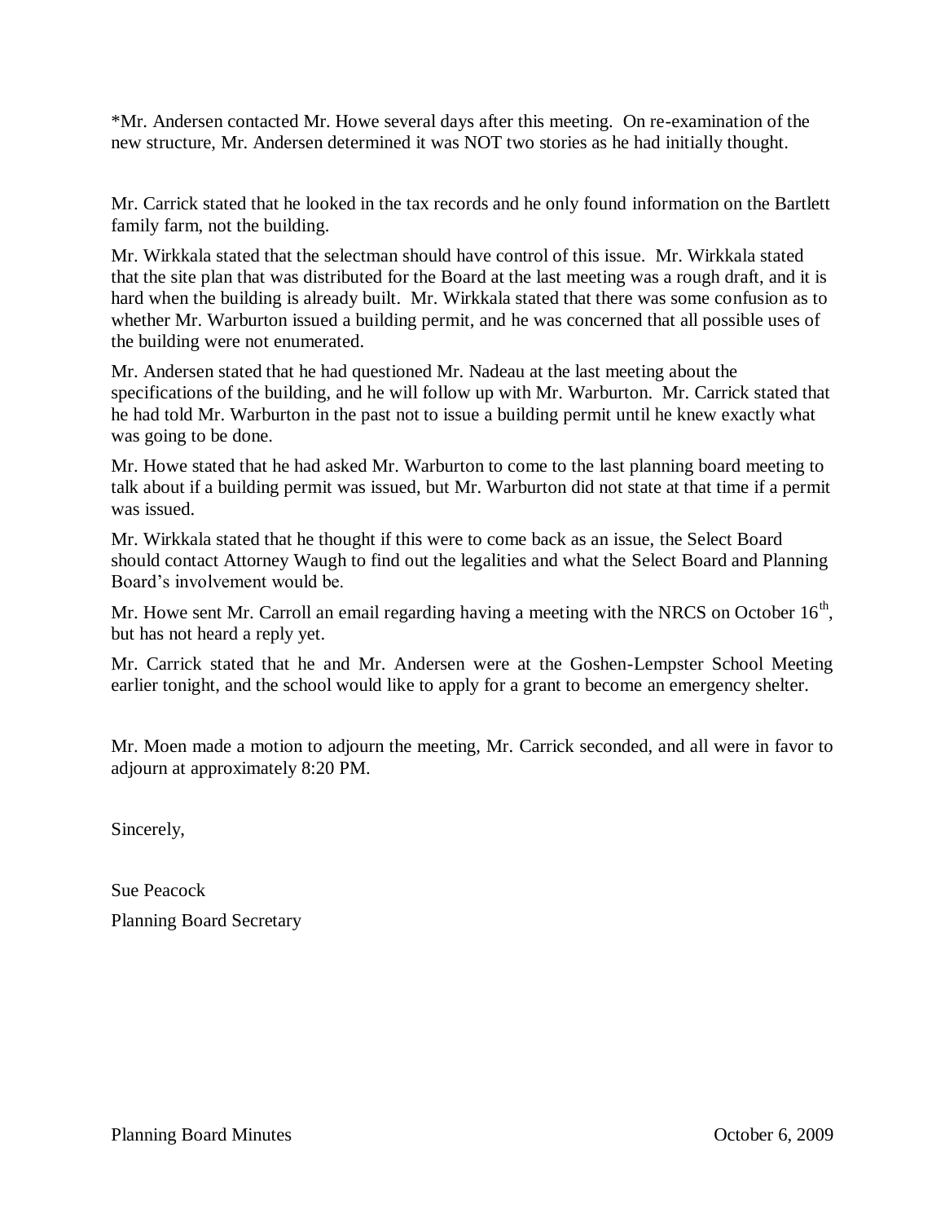*Mr. Andersen contacted Mr. Howe several days after this meeting. On re-examination of the new structure, Mr. Andersen determined it was NOT two stories as he had initially thought.

Mr. Carrick stated that he looked in the tax records and he only found information on the Bartlett family farm, not the building.

Mr. Wirkkala stated that the selectman should have control of this issue. Mr. Wirkkala stated that the site plan that was distributed for the Board at the last meeting was a rough draft, and it is hard when the building is already built. Mr. Wirkkala stated that there was some confusion as to whether Mr. Warburton issued a building permit, and he was concerned that all possible uses of the building were not enumerated.

Mr. Andersen stated that he had questioned Mr. Nadeau at the last meeting about the specifications of the building, and he will follow up with Mr. Warburton. Mr. Carrick stated that he had told Mr. Warburton in the past not to issue a building permit until he knew exactly what was going to be done.

Mr. Howe stated that he had asked Mr. Warburton to come to the last planning board meeting to talk about if a building permit was issued, but Mr. Warburton did not state at that time if a permit was issued.

Mr. Wirkkala stated that he thought if this were to come back as an issue, the Select Board should contact Attorney Waugh to find out the legalities and what the Select Board and Planning Board's involvement would be.

Mr. Howe sent Mr. Carroll an email regarding having a meeting with the NRCS on October 16th, but has not heard a reply yet.

Mr. Carrick stated that he and Mr. Andersen were at the Goshen-Lempster School Meeting earlier tonight, and the school would like to apply for a grant to become an emergency shelter.

Mr. Moen made a motion to adjourn the meeting, Mr. Carrick seconded, and all were in favor to adjourn at approximately 8:20 PM.

Sincerely,

Sue Peacock

Planning Board Secretary